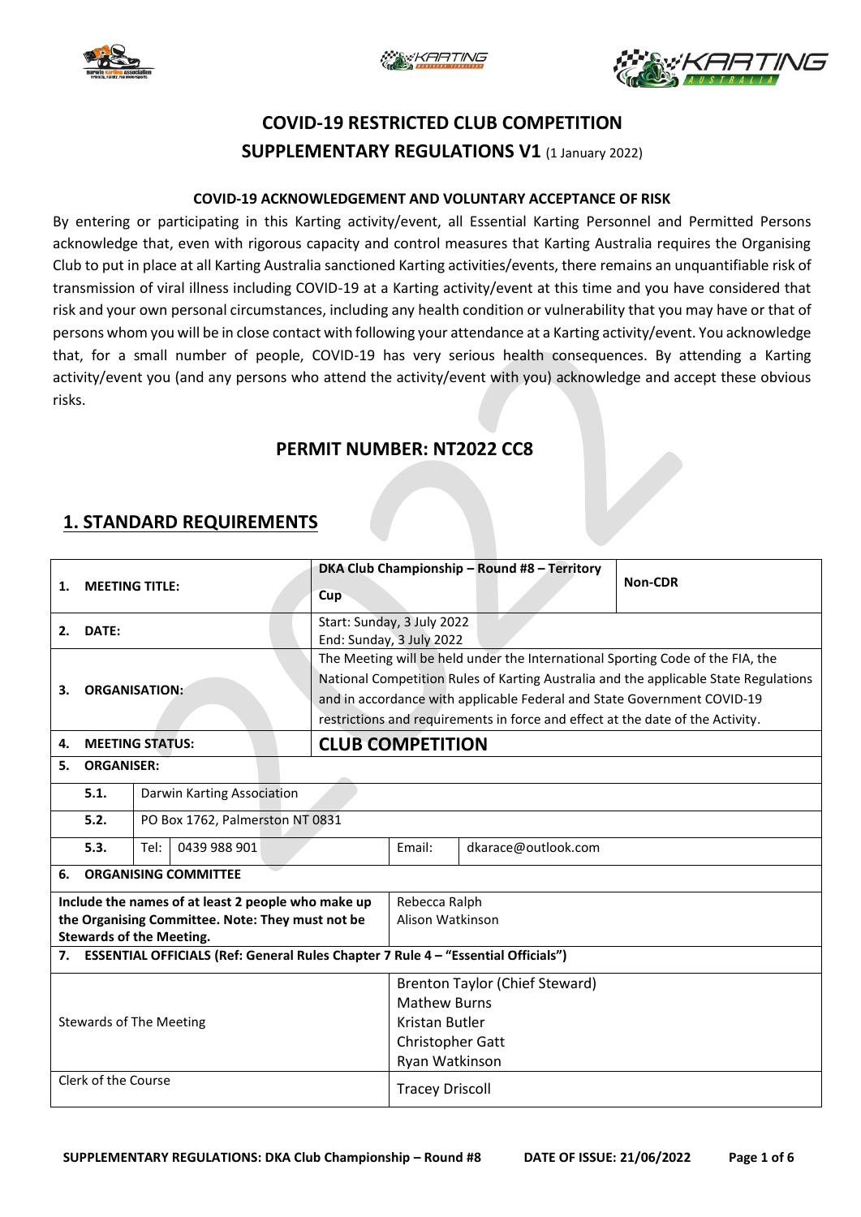# COVID-19 RESTRICTED CLUB COMPETITION

## SUPPLEMENTARY REGULATIONS V1 (1 January 2022)

**COVID-19 ACKNOWLEDGEMENT AND VOLUNTARY ACCEPTANCE OF RISK**

By entering or participating in this Karting activity/event, all Essential Karting Personnel and Permitted Persons acknowledge that, even with rigorous capacity and control measures that Karting Australia requires the Organising Club to put in place at all Karting Australia sanctioned Karting activities/events, there remains an unquantifiable risk of transmission of viral illness including COVID-19 at a Karting activity/event at this time and you have considered that risk and your own personal circumstances, including any health condition or vulnerability that you may have or that of persons whom you will be in close contact with following your attendance at a Karting activity/event. You acknowledge that, for a small number of people, COVID-19 has very serious health consequences. By attending a Karting activity/event you (and any persons who attend the activity/event with you) acknowledge and accept these obvious risks.

## PERMIT NUMBER: NT2022 CC8

## 1. STANDARD REQUIREMENTS

| | | | |
|---|---|---|---|
| **1. MEETING TITLE:** | **DKA Club Championship – Round #8 – Territory Cup** | | **Non-CDR** |
| **2. DATE:** | Start: Sunday, 3 July 2022<br>End: Sunday, 3 July 2022 | | |
| **3. ORGANISATION:** | The Meeting will be held under the International Sporting Code of the FIA, the National Competition Rules of Karting Australia and the applicable State Regulations and in accordance with applicable Federal and State Government COVID-19 restrictions and requirements in force and effect at the date of the Activity. | | |
| **4. MEETING STATUS:** | **CLUB COMPETITION** | | |
| **5. ORGANISER:** | | | |
| **5.1.** | Darwin Karting Association | | |
| **5.2.** | PO Box 1762, Palmerston NT 0831 | | |
| **5.3.** | Tel: 0439 988 901 | Email: | dkarace@outlook.com |
| **6. ORGANISING COMMITTEE** | | | |
| **Include the names of at least 2 people who make up the Organising Committee. Note: They must not be Stewards of the Meeting.** | Rebecca Ralph<br>Alison Watkinson | | |
| **7. ESSENTIAL OFFICIALS (Ref: General Rules Chapter 7 Rule 4 – "Essential Officials")** | | | |
| Stewards of The Meeting | Brenton Taylor (Chief Steward)<br>Mathew Burns<br>Kristan Butler<br>Christopher Gatt<br>Ryan Watkinson | | |
| Clerk of the Course | Tracey Driscoll | | |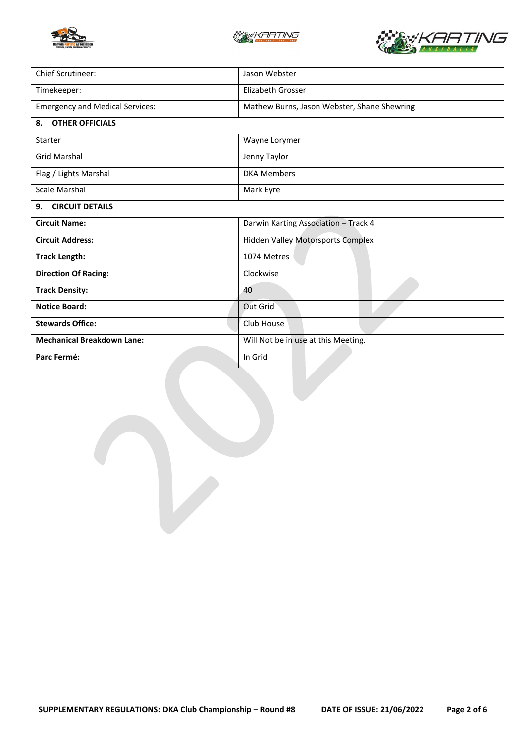| | |
|---|---|
| Chief Scrutineer: | Jason Webster |
| Timekeeper: | Elizabeth Grosser |
| Emergency and Medical Services: | Mathew Burns, Jason Webster, Shane Shewring |
| **8. OTHER OFFICIALS** | |
| Starter | Wayne Lorymer |
| Grid Marshal | Jenny Taylor |
| Flag / Lights Marshal | DKA Members |
| Scale Marshal | Mark Eyre |
| **9. CIRCUIT DETAILS** | |
| **Circuit Name:** | Darwin Karting Association – Track 4 |
| **Circuit Address:** | Hidden Valley Motorsports Complex |
| **Track Length:** | 1074 Metres |
| **Direction Of Racing:** | Clockwise |
| **Track Density:** | 40 |
| **Notice Board:** | Out Grid |
| **Stewards Office:** | Club House |
| **Mechanical Breakdown Lane:** | Will Not be in use at this Meeting. |
| **Parc Fermé:** | In Grid |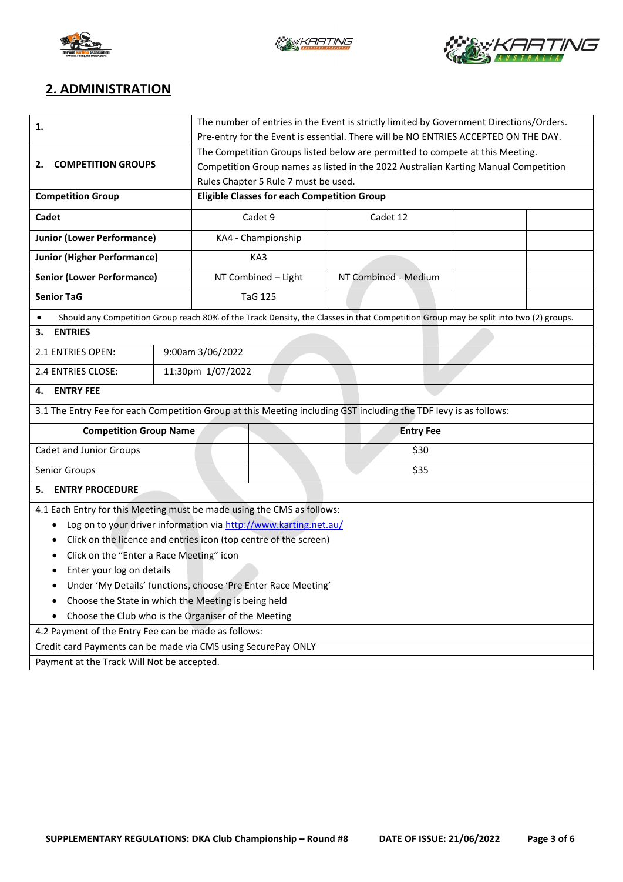## 2. ADMINISTRATION

| | | | | |
|---|---|---|---|---|
| **1.** | The number of entries in the Event is strictly limited by Government Directions/Orders. Pre-entry for the Event is essential. There will be NO ENTRIES ACCEPTED ON THE DAY. | | | |
| **2. COMPETITION GROUPS** | The Competition Groups listed below are permitted to compete at this Meeting. Competition Group names as listed in the 2022 Australian Karting Manual Competition Rules Chapter 5 Rule 7 must be used. | | | |
| **Competition Group** | **Eligible Classes for each Competition Group** | | | |
| **Cadet** | Cadet 9 | Cadet 12 | | |
| **Junior (Lower Performance)** | KA4 - Championship | | | |
| **Junior (Higher Performance)** | KA3 | | | |
| **Senior (Lower Performance)** | NT Combined – Light | NT Combined - Medium | | |
| **Senior TaG** | TaG 125 | | | |

- Should any Competition Group reach 80% of the Track Density, the Classes in that Competition Group may be split into two (2) groups.

**3. ENTRIES**

| | |
|---|---|
| 2.1 ENTRIES OPEN: | 9:00am 3/06/2022 |
| 2.4 ENTRIES CLOSE: | 11:30pm 1/07/2022 |

**4. ENTRY FEE**

3.1 The Entry Fee for each Competition Group at this Meeting including GST including the TDF levy is as follows:

| Competition Group Name | Entry Fee |
|---|---|
| Cadet and Junior Groups | $30 |
| Senior Groups | $35 |

**5. ENTRY PROCEDURE**

4.1 Each Entry for this Meeting must be made using the CMS as follows:

- Log on to your driver information via http://www.karting.net.au/
- Click on the licence and entries icon (top centre of the screen)
- Click on the "Enter a Race Meeting" icon
- Enter your log on details
- Under 'My Details' functions, choose 'Pre Enter Race Meeting'
- Choose the State in which the Meeting is being held
- Choose the Club who is the Organiser of the Meeting

4.2 Payment of the Entry Fee can be made as follows:

Credit card Payments can be made via CMS using SecurePay ONLY

Payment at the Track Will Not be accepted.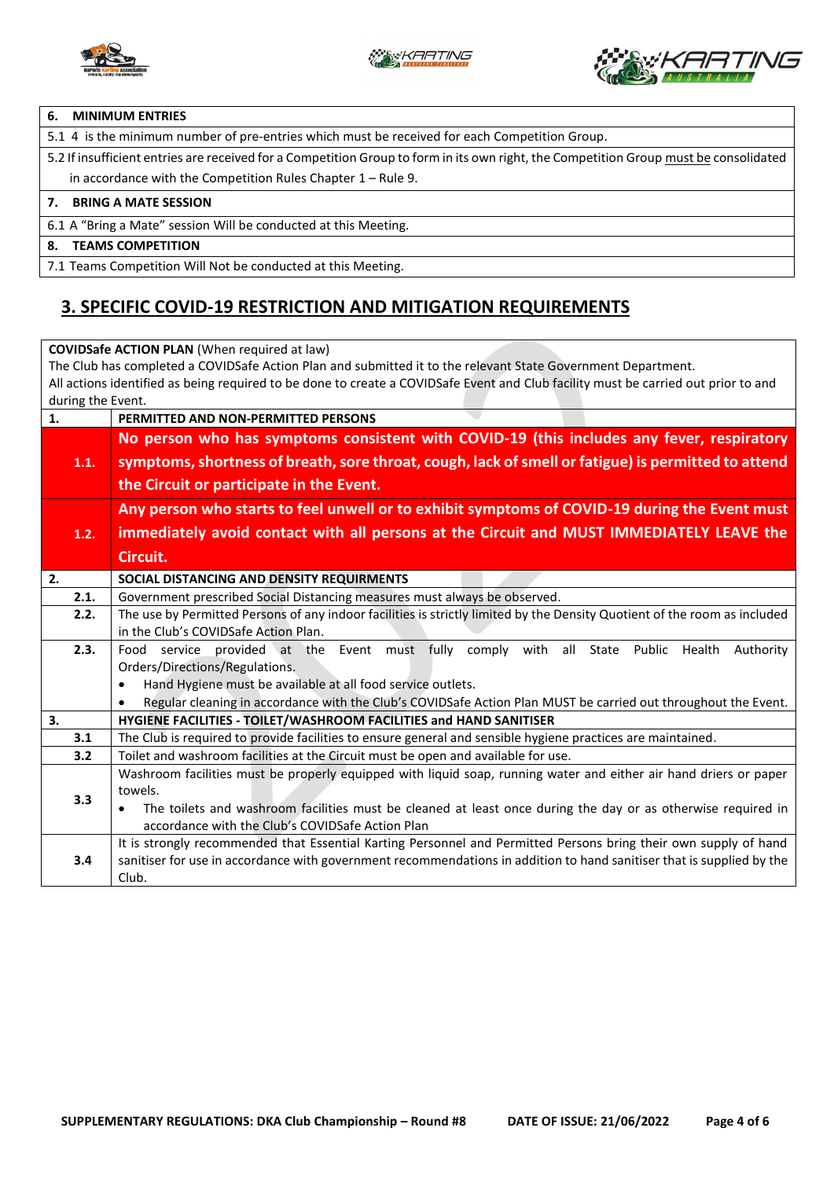| 6. | MINIMUM ENTRIES |
|---|---|
| 5.1 4 is the minimum number of pre-entries which must be received for each Competition Group. | |
| 5.2 If insufficient entries are received for a Competition Group to form in its own right, the Competition Group must be consolidated in accordance with the Competition Rules Chapter 1 – Rule 9. | |
| **7.** | **BRING A MATE SESSION** |
| 6.1 A "Bring a Mate" session Will be conducted at this Meeting. | |
| **8.** | **TEAMS COMPETITION** |
| 7.1 Teams Competition Will Not be conducted at this Meeting. | |

## 3. SPECIFIC COVID-19 RESTRICTION AND MITIGATION REQUIREMENTS

**COVIDSafe ACTION PLAN** (When required at law)
The Club has completed a COVIDSafe Action Plan and submitted it to the relevant State Government Department.
All actions identified as being required to be done to create a COVIDSafe Event and Club facility must be carried out prior to and during the Event.

| 1. | PERMITTED AND NON-PERMITTED PERSONS |
|---|---|
| 1.1. | **No person who has symptoms consistent with COVID-19 (this includes any fever, respiratory symptoms, shortness of breath, sore throat, cough, lack of smell or fatigue) is permitted to attend the Circuit or participate in the Event.** |
| 1.2. | **Any person who starts to feel unwell or to exhibit symptoms of COVID-19 during the Event must immediately avoid contact with all persons at the Circuit and MUST IMMEDIATELY LEAVE the Circuit.** |
| **2.** | **SOCIAL DISTANCING AND DENSITY REQUIRMENTS** |
| 2.1. | Government prescribed Social Distancing measures must always be observed. |
| 2.2. | The use by Permitted Persons of any indoor facilities is strictly limited by the Density Quotient of the room as included in the Club's COVIDSafe Action Plan. |
| 2.3. | Food service provided at the Event must fully comply with all State Public Health Authority Orders/Directions/Regulations.<br>• Hand Hygiene must be available at all food service outlets.<br>• Regular cleaning in accordance with the Club's COVIDSafe Action Plan MUST be carried out throughout the Event. |
| **3.** | **HYGIENE FACILITIES - TOILET/WASHROOM FACILITIES and HAND SANITISER** |
| 3.1 | The Club is required to provide facilities to ensure general and sensible hygiene practices are maintained. |
| 3.2 | Toilet and washroom facilities at the Circuit must be open and available for use. |
| 3.3 | Washroom facilities must be properly equipped with liquid soap, running water and either air hand driers or paper towels.<br>• The toilets and washroom facilities must be cleaned at least once during the day or as otherwise required in accordance with the Club's COVIDSafe Action Plan |
| 3.4 | It is strongly recommended that Essential Karting Personnel and Permitted Persons bring their own supply of hand sanitiser for use in accordance with government recommendations in addition to hand sanitiser that is supplied by the Club. |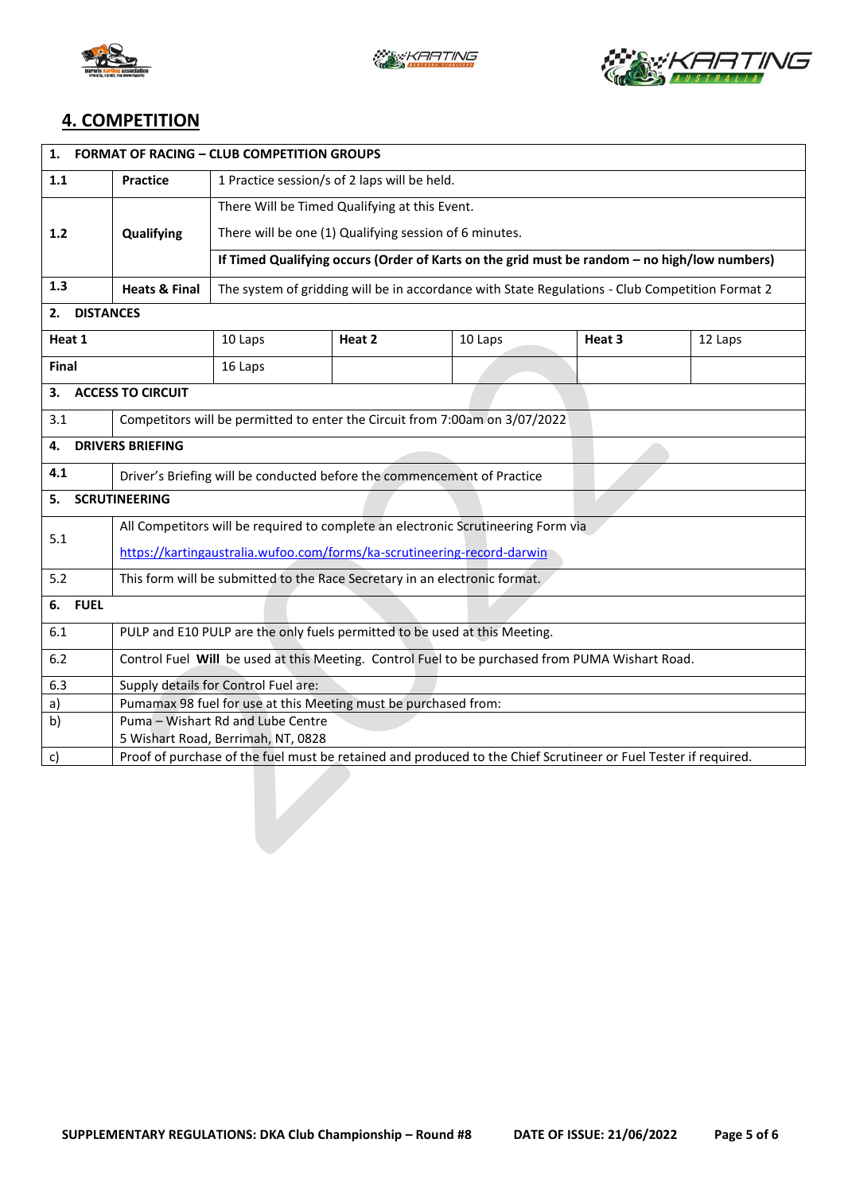## 4. COMPETITION

| 1. FORMAT OF RACING – CLUB COMPETITION GROUPS | | | | | |
|---|---|---|---|---|---|
| 1.1 | Practice | 1 Practice session/s of 2 laps will be held. | | | |
| 1.2 | Qualifying | There Will be Timed Qualifying at this Event.<br>There will be one (1) Qualifying session of 6 minutes. | | | |
| | | **If Timed Qualifying occurs (Order of Karts on the grid must be random – no high/low numbers)** | | | |
| 1.3 | Heats & Final | The system of gridding will be in accordance with State Regulations - Club Competition Format 2 | | | |
| **2. DISTANCES** | | | | | |
| **Heat 1** | 10 Laps | **Heat 2** | 10 Laps | **Heat 3** | 12 Laps |
| **Final** | 16 Laps | | | | |
| **3. ACCESS TO CIRCUIT** | | | | | |
| 3.1 | Competitors will be permitted to enter the Circuit from 7:00am on 3/07/2022 | | | | |
| **4. DRIVERS BRIEFING** | | | | | |
| 4.1 | Driver's Briefing will be conducted before the commencement of Practice | | | | |
| **5. SCRUTINEERING** | | | | | |
| 5.1 | All Competitors will be required to complete an electronic Scrutineering Form via<br>https://kartingaustralia.wufoo.com/forms/ka-scrutineering-record-darwin | | | | |
| 5.2 | This form will be submitted to the Race Secretary in an electronic format. | | | | |
| **6. FUEL** | | | | | |
| 6.1 | PULP and E10 PULP are the only fuels permitted to be used at this Meeting. | | | | |
| 6.2 | Control Fuel **Will** be used at this Meeting. Control Fuel to be purchased from PUMA Wishart Road. | | | | |
| 6.3 | Supply details for Control Fuel are: | | | | |
| a) | Pumamax 98 fuel for use at this Meeting must be purchased from: | | | | |
| b) | Puma – Wishart Rd and Lube Centre<br>5 Wishart Road, Berrimah, NT, 0828 | | | | |
| c) | Proof of purchase of the fuel must be retained and produced to the Chief Scrutineer or Fuel Tester if required. | | | | |

SUPPLEMENTARY REGULATIONS: DKA Club Championship – Round #8 DATE OF ISSUE: 21/06/2022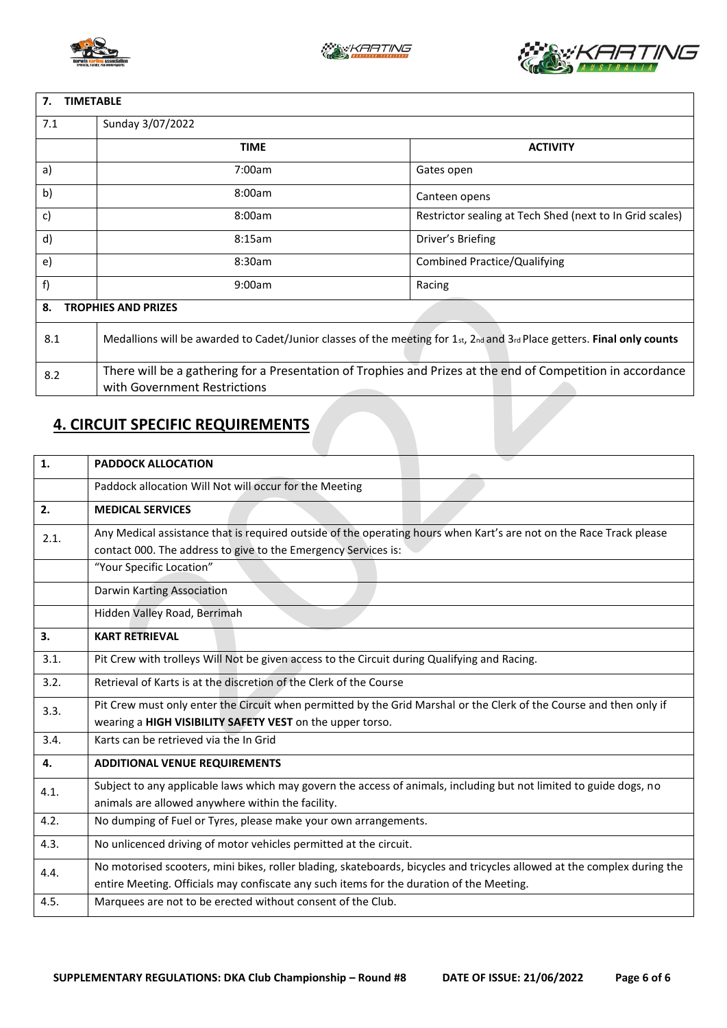| | | |
|---|---|---|
| **7.** | **TIMETABLE** | |
| 7.1 | Sunday 3/07/2022 | |
| | **TIME** | **ACTIVITY** |
| a) | 7:00am | Gates open |
| b) | 8:00am | Canteen opens |
| c) | 8:00am | Restrictor sealing at Tech Shed (next to In Grid scales) |
| d) | 8:15am | Driver's Briefing |
| e) | 8:30am | Combined Practice/Qualifying |
| f) | 9:00am | Racing |

| | |
|---|---|
| **8.** | **TROPHIES AND PRIZES** |
| 8.1 | Medallions will be awarded to Cadet/Junior classes of the meeting for 1st, 2nd and 3rd Place getters. **Final only counts** |
| 8.2 | There will be a gathering for a Presentation of Trophies and Prizes at the end of Competition in accordance with Government Restrictions |

## 4. CIRCUIT SPECIFIC REQUIREMENTS

| | |
|---|---|
| **1.** | **PADDOCK ALLOCATION** |
| | Paddock allocation Will Not will occur for the Meeting |
| **2.** | **MEDICAL SERVICES** |
| 2.1. | Any Medical assistance that is required outside of the operating hours when Kart's are not on the Race Track please contact 000. The address to give to the Emergency Services is: |
| | "Your Specific Location" |
| | Darwin Karting Association |
| | Hidden Valley Road, Berrimah |
| **3.** | **KART RETRIEVAL** |
| 3.1. | Pit Crew with trolleys Will Not be given access to the Circuit during Qualifying and Racing. |
| 3.2. | Retrieval of Karts is at the discretion of the Clerk of the Course |
| 3.3. | Pit Crew must only enter the Circuit when permitted by the Grid Marshal or the Clerk of the Course and then only if wearing a **HIGH VISIBILITY SAFETY VEST** on the upper torso. |
| 3.4. | Karts can be retrieved via the In Grid |
| **4.** | **ADDITIONAL VENUE REQUIREMENTS** |
| 4.1. | Subject to any applicable laws which may govern the access of animals, including but not limited to guide dogs, no animals are allowed anywhere within the facility. |
| 4.2. | No dumping of Fuel or Tyres, please make your own arrangements. |
| 4.3. | No unlicenced driving of motor vehicles permitted at the circuit. |
| 4.4. | No motorised scooters, mini bikes, roller blading, skateboards, bicycles and tricycles allowed at the complex during the entire Meeting. Officials may confiscate any such items for the duration of the Meeting. |
| 4.5. | Marquees are not to be erected without consent of the Club. |